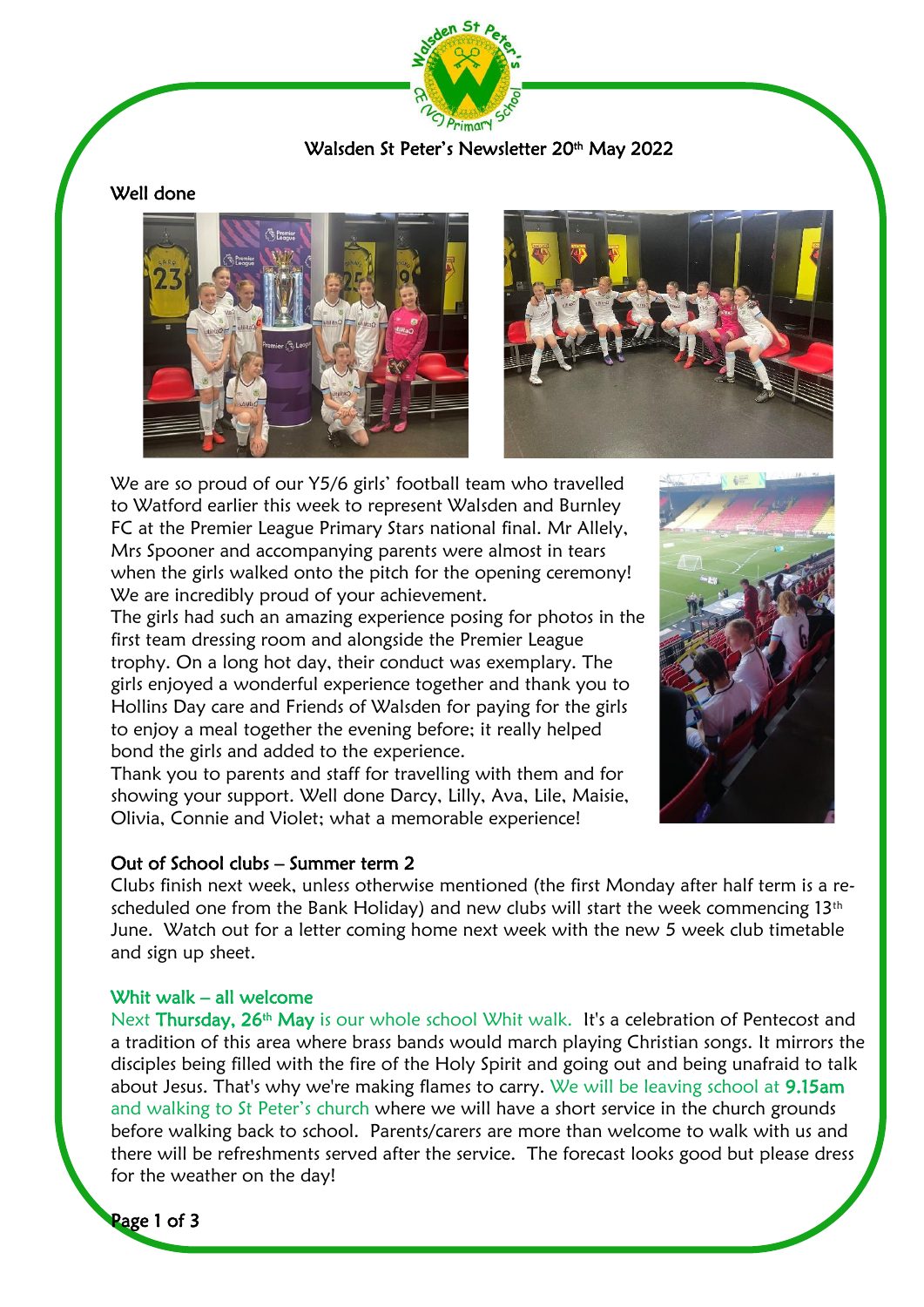# Walsden St Peter's Newsletter 20th May 2022

## Well done

We are so proud of our Y5/6 girls' football team who travelled to Watford earlier this week to represent Walsden and Burnley FC at the Premier League Primary Stars national final. Mr Allely, Mrs Spooner and accompanying parents were almost in tears when the girls walked onto the pitch for the opening ceremony! We are incredibly proud of your achievement.

The girls had such an amazing experience posing for photos in the first team dressing room and alongside the Premier League trophy. On a long hot day, their conduct was exemplary. The girls enjoyed a wonderful experience together and thank you to Hollins Day care and Friends of Walsden for paying for the girls to enjoy a meal together the evening before; it really helped bond the girls and added to the experience.

Thank you to parents and staff for travelling with them and for showing your support. Well done Darcy, Lilly, Ava, Lile, Maisie, Olivia, Connie and Violet; what a memorable experience!

## Out of School clubs – Summer term 2

Clubs finish next week, unless otherwise mentioned (the first Monday after half term is a re-scheduled one from the Bank Holiday) and new clubs will start the week commencing 13th June. Watch out for a letter coming home next week with the new 5 week club timetable and sign up sheet.

## Whit walk – all welcome

Next **Thursday, 26th May** is our whole school Whit walk. It's a celebration of Pentecost and a tradition of this area where brass bands would march playing Christian songs. It mirrors the disciples being filled with the fire of the Holy Spirit and going out and being unafraid to talk about Jesus. That's why we're making flames to carry. We will be leaving school at **9.15am** and walking to St Peter's church where we will have a short service in the church grounds before walking back to school. Parents/carers are more than welcome to walk with us and there will be refreshments served after the service. The forecast looks good but please dress for the weather on the day!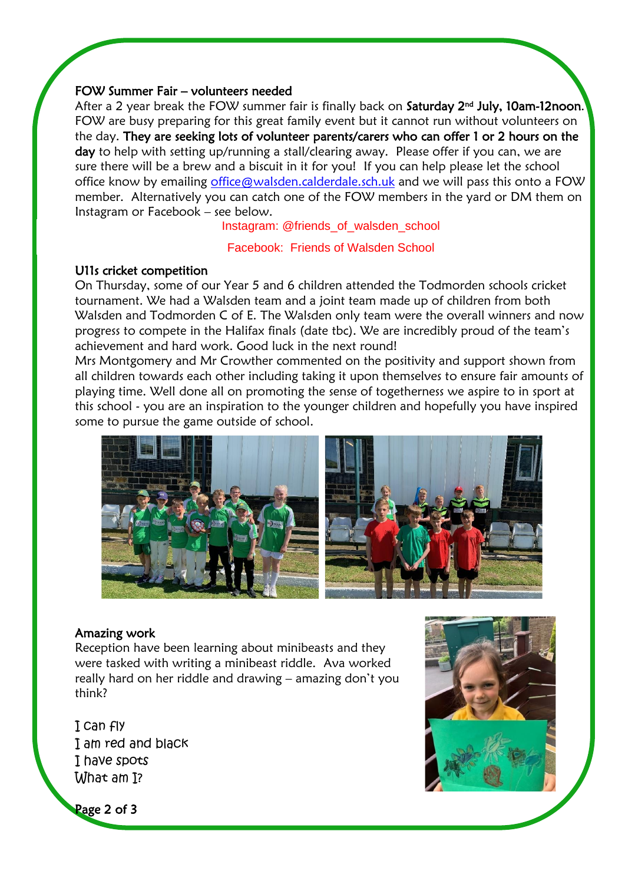## FOW Summer Fair – volunteers needed

After a 2 year break the FOW summer fair is finally back on **Saturday 2nd July, 10am-12noon**. FOW are busy preparing for this great family event but it cannot run without volunteers on the day. **They are seeking lots of volunteer parents/carers who can offer 1 or 2 hours on the day** to help with setting up/running a stall/clearing away. Please offer if you can, we are sure there will be a brew and a biscuit in it for you! If you can help please let the school office know by emailing office@walsden.calderdale.sch.uk and we will pass this onto a FOW member. Alternatively you can catch one of the FOW members in the yard or DM them on Instagram or Facebook – see below.

Instagram: @friends_of_walsden_school

Facebook: Friends of Walsden School

## U11s cricket competition

On Thursday, some of our Year 5 and 6 children attended the Todmorden schools cricket tournament. We had a Walsden team and a joint team made up of children from both Walsden and Todmorden C of E. The Walsden only team were the overall winners and now progress to compete in the Halifax finals (date tbc). We are incredibly proud of the team's achievement and hard work. Good luck in the next round!

Mrs Montgomery and Mr Crowther commented on the positivity and support shown from all children towards each other including taking it upon themselves to ensure fair amounts of playing time. Well done all on promoting the sense of togetherness we aspire to in sport at this school - you are an inspiration to the younger children and hopefully you have inspired some to pursue the game outside of school.

## Amazing work

Reception have been learning about minibeasts and they were tasked with writing a minibeast riddle. Ava worked really hard on her riddle and drawing – amazing don't you think?

I can fly
I am red and black
I have spots
What am I?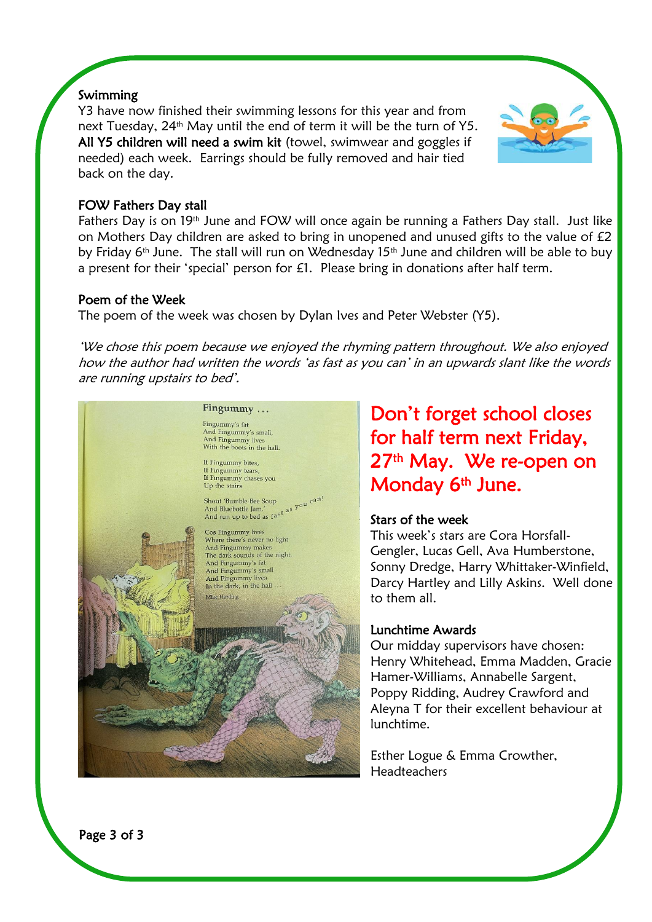### Swimming

Y3 have now finished their swimming lessons for this year and from next Tuesday, 24th May until the end of term it will be the turn of Y5. **All Y5 children will need a swim kit** (towel, swimwear and goggles if needed) each week. Earrings should be fully removed and hair tied back on the day.

### FOW Fathers Day stall

Fathers Day is on 19th June and FOW will once again be running a Fathers Day stall. Just like on Mothers Day children are asked to bring in unopened and unused gifts to the value of £2 by Friday 6th June. The stall will run on Wednesday 15th June and children will be able to buy a present for their 'special' person for £1. Please bring in donations after half term.

### Poem of the Week

The poem of the week was chosen by Dylan Ives and Peter Webster (Y5).

*'We chose this poem because we enjoyed the rhyming pattern throughout. We also enjoyed how the author had written the words 'as fast as you can' in an upwards slant like the words are running upstairs to bed'.*

**Fingummy …**

Fingummy's fat  
And Fingummy's small,  
And Fingummy lives  
With the boots in the hall.

If Fingummy bites,  
If Fingummy tears,  
If Fingummy chases you  
Up the stairs

Shout 'Bumble-Bee Soup  
And Bluebottle Jam.'  
And run up to bed as fast as you can!

Cos Fingummy lives  
Where there's never no light  
And Fingummy makes  
The dark sounds of the night,  
And Fingummy's fat  
And Fingummy's small  
And Fingummy lives  
In the dark, in the hall …

Mike Harding

## Don't forget school closes for half term next Friday, 27th May. We re-open on Monday 6th June.

### Stars of the week

This week's stars are Cora Horsfall-Gengler, Lucas Gell, Ava Humberstone, Sonny Dredge, Harry Whittaker-Winfield, Darcy Hartley and Lilly Askins. Well done to them all.

### Lunchtime Awards

Our midday supervisors have chosen: Henry Whitehead, Emma Madden, Gracie Hamer-Williams, Annabelle Sargent, Poppy Ridding, Audrey Crawford and Aleyna T for their excellent behaviour at lunchtime.

Esther Logue & Emma Crowther,  
Headteachers